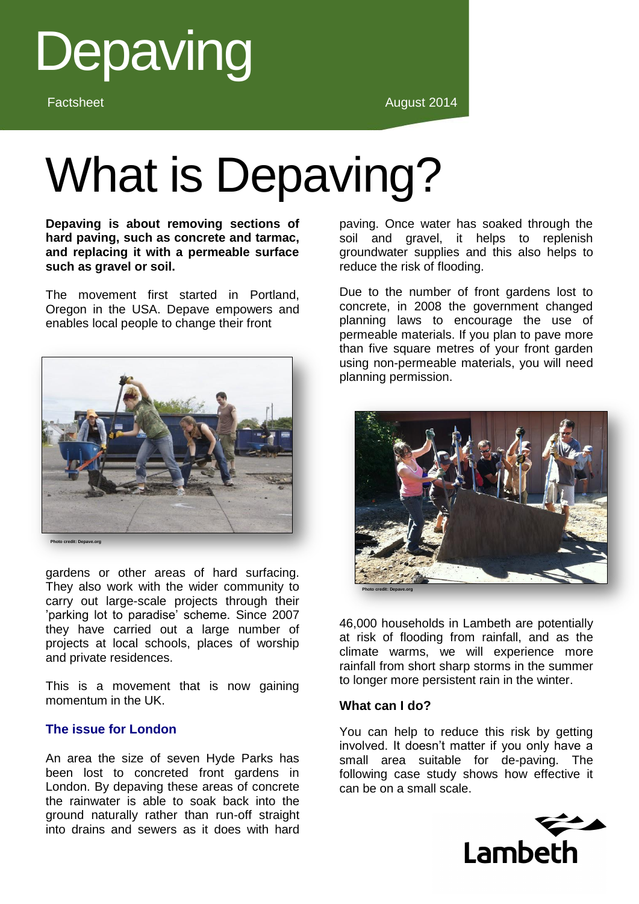# Depaving

Factsheet

August 2014

# What is Depaving?

**Depaving is about removing sections of hard paving, such as concrete and tarmac, and replacing it with a permeable surface such as gravel or soil.**

The movement first started in Portland, Oregon in the USA. Depave empowers and enables local people to change their front gardens or other areas of hard surfacing. They also work with the wider community to carry out large-scale projects through their 'parking lot to paradise' scheme. Since 2007 they have carried out a large number of projects at local schools, places of worship and private residences.

Photo credit: Depave.org

This is a movement that is now gaining momentum in the UK.

### The issue for London

An area the size of seven Hyde Parks has been lost to concreted front gardens in London. By depaving these areas of concrete the rainwater is able to soak back into the ground naturally rather than run-off straight into drains and sewers as it does with hard paving. Once water has soaked through the soil and gravel, it helps to replenish groundwater supplies and this also helps to reduce the risk of flooding.

Due to the number of front gardens lost to concrete, in 2008 the government changed planning laws to encourage the use of permeable materials. If you plan to pave more than five square metres of your front garden using non-permeable materials, you will need planning permission.

Photo credit: Depave.org

46,000 households in Lambeth are potentially at risk of flooding from rainfall, and as the climate warms, we will experience more rainfall from short sharp storms in the summer to longer more persistent rain in the winter.

### What can I do?

You can help to reduce this risk by getting involved. It doesn't matter if you only have a small area suitable for de-paving. The following case study shows how effective it can be on a small scale.

Lambeth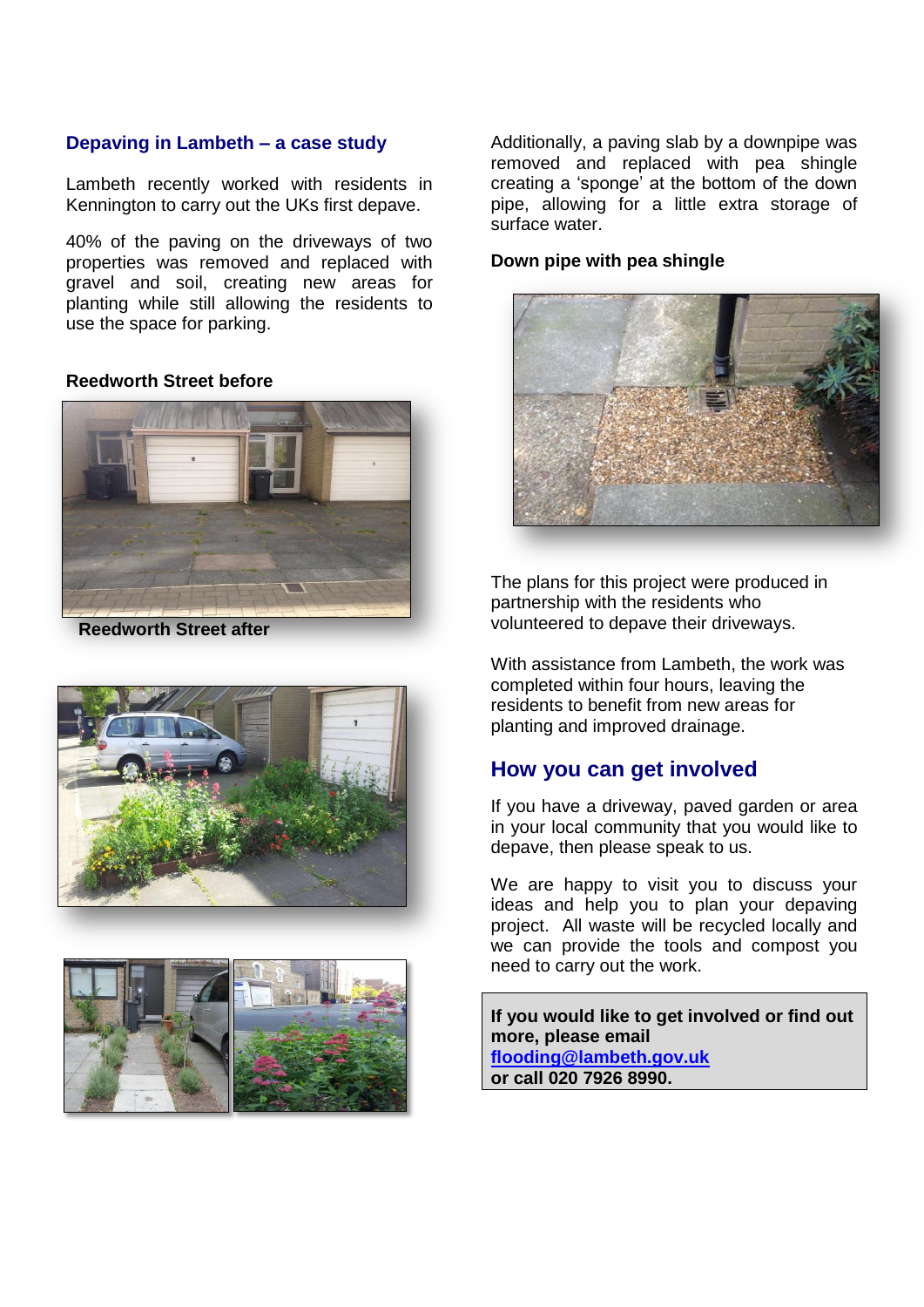## Depaving in Lambeth – a case study

Lambeth recently worked with residents in Kennington to carry out the UKs first depave.

40% of the paving on the driveways of two properties was removed and replaced with gravel and soil, creating new areas for planting while still allowing the residents to use the space for parking.

**Reedworth Street before**

**Reedworth Street after**

Additionally, a paving slab by a downpipe was removed and replaced with pea shingle creating a 'sponge' at the bottom of the down pipe, allowing for a little extra storage of surface water.

**Down pipe with pea shingle**

The plans for this project were produced in partnership with the residents who volunteered to depave their driveways.

With assistance from Lambeth, the work was completed within four hours, leaving the residents to benefit from new areas for planting and improved drainage.

## How you can get involved

If you have a driveway, paved garden or area in your local community that you would like to depave, then please speak to us.

We are happy to visit you to discuss your ideas and help you to plan your depaving project. All waste will be recycled locally and we can provide the tools and compost you need to carry out the work.

**If you would like to get involved or find out more, please email flooding@lambeth.gov.uk or call 020 7926 8990.**